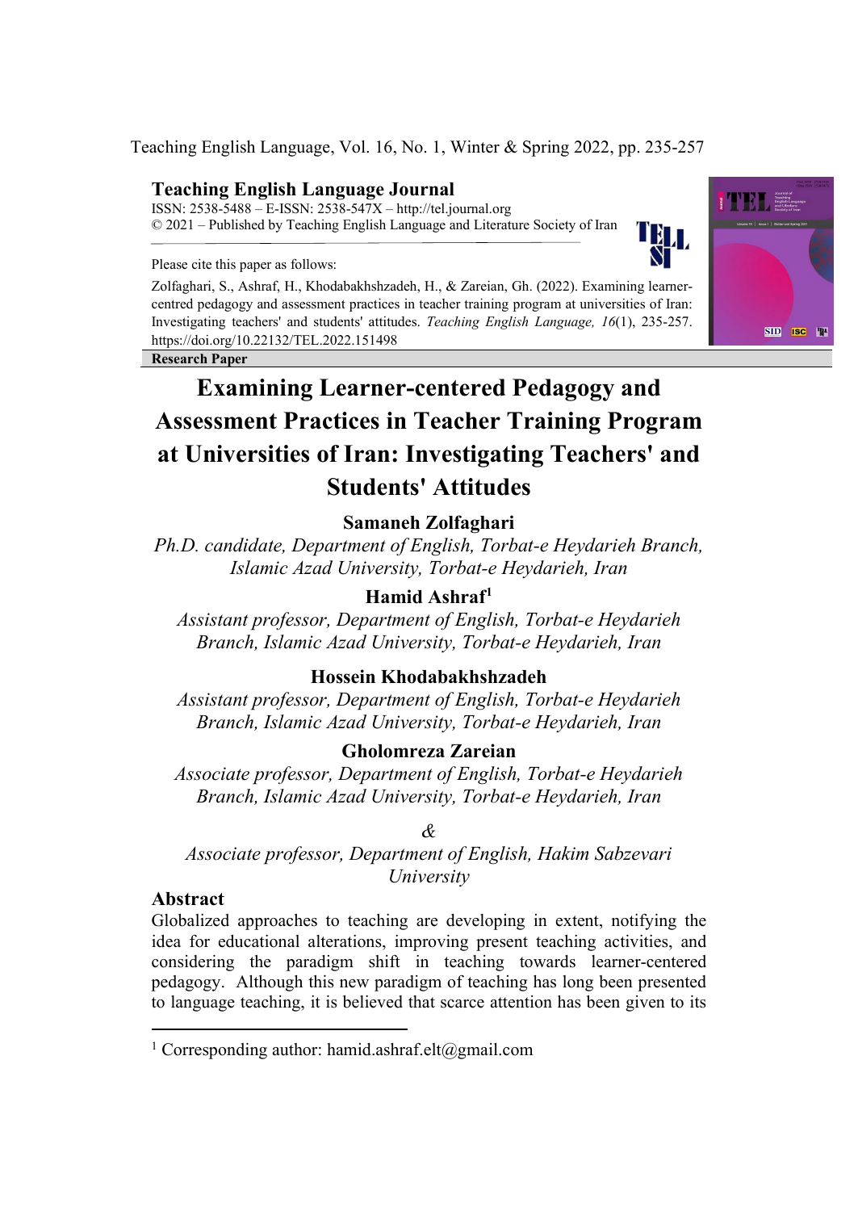Teaching English Language, Vol. 16, No. 1, Winter & Spring 2022, pp. 235-257

**Teaching English Language Journal**
ISSN: 2538-5488 – E-ISSN: 2538-547X – http://tel.journal.org
© 2021 – Published by Teaching English Language and Literature Society of Iran

Please cite this paper as follows:

Zolfaghari, S., Ashraf, H., Khodabakhshzadeh, H., & Zareian, Gh. (2022). Examining learner-centred pedagogy and assessment practices in teacher training program at universities of Iran: Investigating teachers' and students' attitudes. *Teaching English Language, 16*(1), 235-257. https://doi.org/10.22132/TEL.2022.151498

**Research Paper**

# Examining Learner-centered Pedagogy and Assessment Practices in Teacher Training Program at Universities of Iran: Investigating Teachers' and Students' Attitudes

**Samaneh Zolfaghari**
*Ph.D. candidate, Department of English, Torbat-e Heydarieh Branch, Islamic Azad University, Torbat-e Heydarieh, Iran*

**Hamid Ashraf**[1]
*Assistant professor, Department of English, Torbat-e Heydarieh Branch, Islamic Azad University, Torbat-e Heydarieh, Iran*

**Hossein Khodabakhshzadeh**
*Assistant professor, Department of English, Torbat-e Heydarieh Branch, Islamic Azad University, Torbat-e Heydarieh, Iran*

**Gholomreza Zareian**
*Associate professor, Department of English, Torbat-e Heydarieh Branch, Islamic Azad University, Torbat-e Heydarieh, Iran*

*&*

*Associate professor, Department of English, Hakim Sabzevari University*

## Abstract

Globalized approaches to teaching are developing in extent, notifying the idea for educational alterations, improving present teaching activities, and considering the paradigm shift in teaching towards learner-centered pedagogy. Although this new paradigm of teaching has long been presented to language teaching, it is believed that scarce attention has been given to its

[1] Corresponding author: hamid.ashraf.elt@gmail.com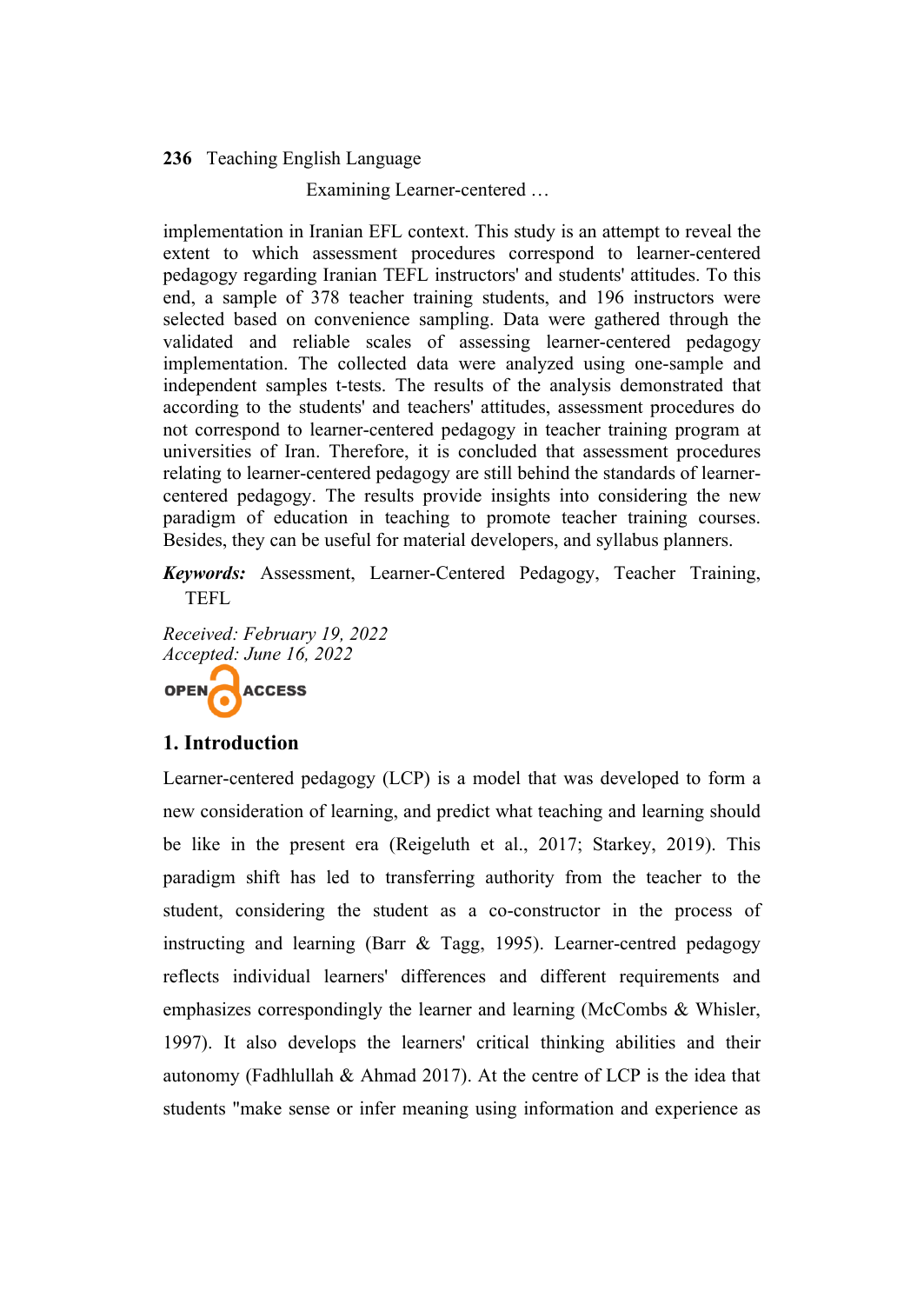implementation in Iranian EFL context. This study is an attempt to reveal the extent to which assessment procedures correspond to learner-centered pedagogy regarding Iranian TEFL instructors' and students' attitudes. To this end, a sample of 378 teacher training students, and 196 instructors were selected based on convenience sampling. Data were gathered through the validated and reliable scales of assessing learner-centered pedagogy implementation. The collected data were analyzed using one-sample and independent samples t-tests. The results of the analysis demonstrated that according to the students' and teachers' attitudes, assessment procedures do not correspond to learner-centered pedagogy in teacher training program at universities of Iran. Therefore, it is concluded that assessment procedures relating to learner-centered pedagogy are still behind the standards of learner-centered pedagogy. The results provide insights into considering the new paradigm of education in teaching to promote teacher training courses. Besides, they can be useful for material developers, and syllabus planners.

***Keywords:*** Assessment, Learner-Centered Pedagogy, Teacher Training, TEFL

*Received: February 19, 2022*
*Accepted: June 16, 2022*

OPEN ACCESS

## 1. Introduction

Learner-centered pedagogy (LCP) is a model that was developed to form a new consideration of learning, and predict what teaching and learning should be like in the present era (Reigeluth et al., 2017; Starkey, 2019). This paradigm shift has led to transferring authority from the teacher to the student, considering the student as a co-constructor in the process of instructing and learning (Barr & Tagg, 1995). Learner-centred pedagogy reflects individual learners' differences and different requirements and emphasizes correspondingly the learner and learning (McCombs & Whisler, 1997). It also develops the learners' critical thinking abilities and their autonomy (Fadhlullah & Ahmad 2017). At the centre of LCP is the idea that students "make sense or infer meaning using information and experience as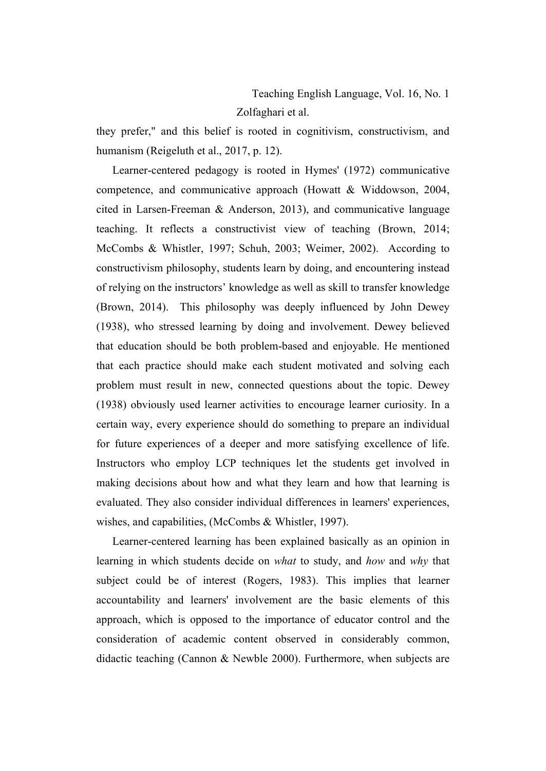they prefer," and this belief is rooted in cognitivism, constructivism, and humanism (Reigeluth et al., 2017, p. 12).

Learner-centered pedagogy is rooted in Hymes' (1972) communicative competence, and communicative approach (Howatt & Widdowson, 2004, cited in Larsen-Freeman & Anderson, 2013), and communicative language teaching. It reflects a constructivist view of teaching (Brown, 2014; McCombs & Whistler, 1997; Schuh, 2003; Weimer, 2002). According to constructivism philosophy, students learn by doing, and encountering instead of relying on the instructors' knowledge as well as skill to transfer knowledge (Brown, 2014). This philosophy was deeply influenced by John Dewey (1938), who stressed learning by doing and involvement. Dewey believed that education should be both problem-based and enjoyable. He mentioned that each practice should make each student motivated and solving each problem must result in new, connected questions about the topic. Dewey (1938) obviously used learner activities to encourage learner curiosity. In a certain way, every experience should do something to prepare an individual for future experiences of a deeper and more satisfying excellence of life. Instructors who employ LCP techniques let the students get involved in making decisions about how and what they learn and how that learning is evaluated. They also consider individual differences in learners' experiences, wishes, and capabilities, (McCombs & Whistler, 1997).

Learner-centered learning has been explained basically as an opinion in learning in which students decide on *what* to study, and *how* and *why* that subject could be of interest (Rogers, 1983). This implies that learner accountability and learners' involvement are the basic elements of this approach, which is opposed to the importance of educator control and the consideration of academic content observed in considerably common, didactic teaching (Cannon & Newble 2000). Furthermore, when subjects are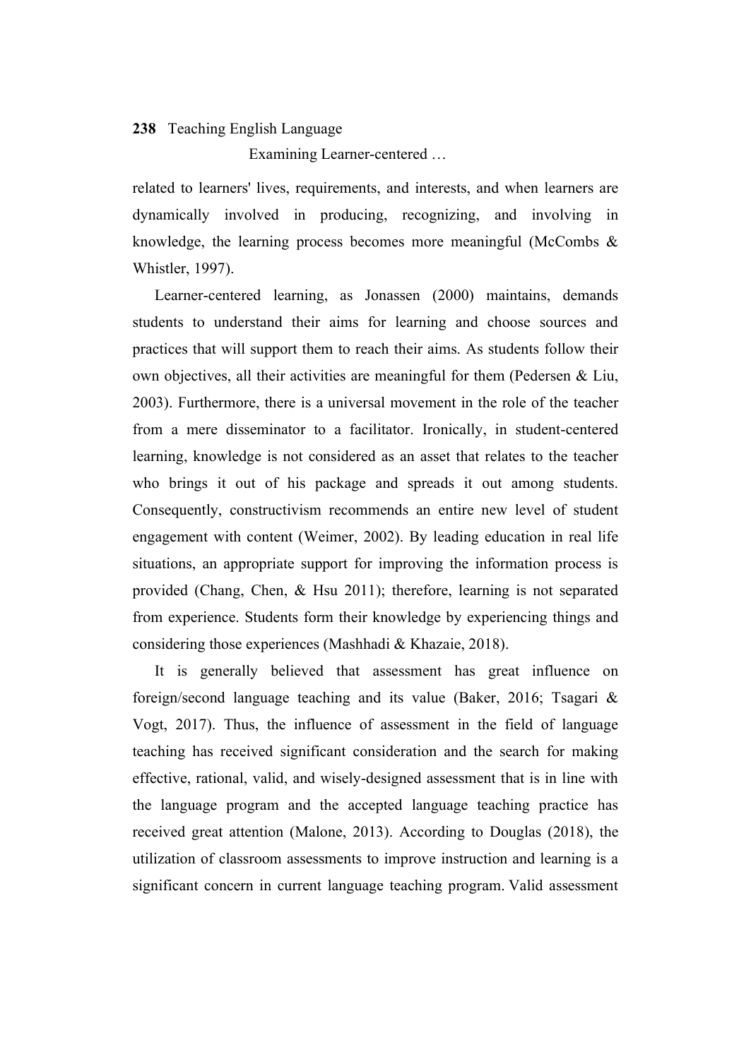related to learners' lives, requirements, and interests, and when learners are dynamically involved in producing, recognizing, and involving in knowledge, the learning process becomes more meaningful (McCombs & Whistler, 1997).

Learner-centered learning, as Jonassen (2000) maintains, demands students to understand their aims for learning and choose sources and practices that will support them to reach their aims. As students follow their own objectives, all their activities are meaningful for them (Pedersen & Liu, 2003). Furthermore, there is a universal movement in the role of the teacher from a mere disseminator to a facilitator. Ironically, in student-centered learning, knowledge is not considered as an asset that relates to the teacher who brings it out of his package and spreads it out among students. Consequently, constructivism recommends an entire new level of student engagement with content (Weimer, 2002). By leading education in real life situations, an appropriate support for improving the information process is provided (Chang, Chen, & Hsu 2011); therefore, learning is not separated from experience. Students form their knowledge by experiencing things and considering those experiences (Mashhadi & Khazaie, 2018).

It is generally believed that assessment has great influence on foreign/second language teaching and its value (Baker, 2016; Tsagari & Vogt, 2017). Thus, the influence of assessment in the field of language teaching has received significant consideration and the search for making effective, rational, valid, and wisely-designed assessment that is in line with the language program and the accepted language teaching practice has received great attention (Malone, 2013). According to Douglas (2018), the utilization of classroom assessments to improve instruction and learning is a significant concern in current language teaching program. Valid assessment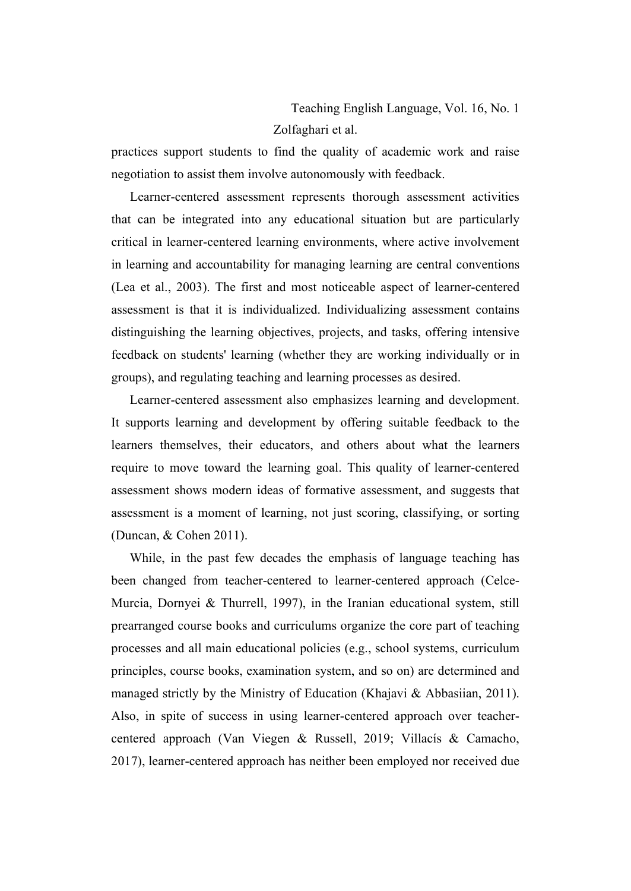practices support students to find the quality of academic work and raise negotiation to assist them involve autonomously with feedback.

Learner-centered assessment represents thorough assessment activities that can be integrated into any educational situation but are particularly critical in learner-centered learning environments, where active involvement in learning and accountability for managing learning are central conventions (Lea et al., 2003). The first and most noticeable aspect of learner-centered assessment is that it is individualized. Individualizing assessment contains distinguishing the learning objectives, projects, and tasks, offering intensive feedback on students' learning (whether they are working individually or in groups), and regulating teaching and learning processes as desired.

Learner-centered assessment also emphasizes learning and development. It supports learning and development by offering suitable feedback to the learners themselves, their educators, and others about what the learners require to move toward the learning goal. This quality of learner-centered assessment shows modern ideas of formative assessment, and suggests that assessment is a moment of learning, not just scoring, classifying, or sorting (Duncan, & Cohen 2011).

While, in the past few decades the emphasis of language teaching has been changed from teacher-centered to learner-centered approach (Celce-Murcia, Dornyei & Thurrell, 1997), in the Iranian educational system, still prearranged course books and curriculums organize the core part of teaching processes and all main educational policies (e.g., school systems, curriculum principles, course books, examination system, and so on) are determined and managed strictly by the Ministry of Education (Khajavi & Abbasiian, 2011). Also, in spite of success in using learner-centered approach over teacher-centered approach (Van Viegen & Russell, 2019; Villacís & Camacho, 2017), learner-centered approach has neither been employed nor received due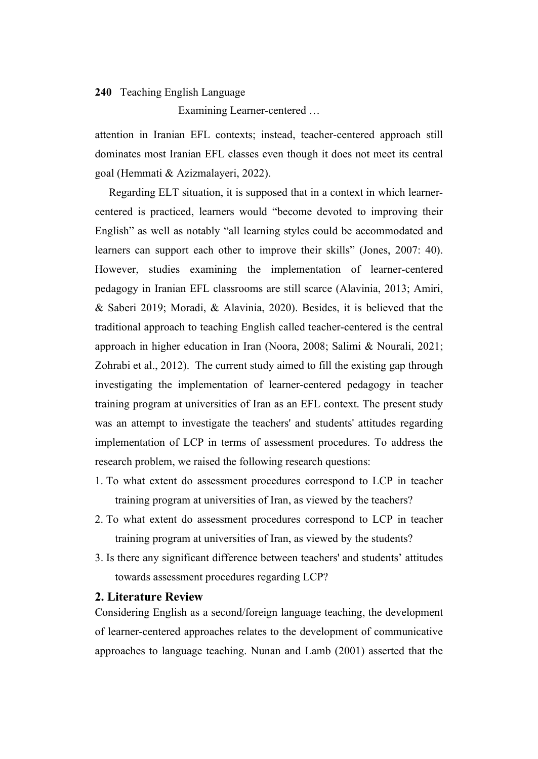attention in Iranian EFL contexts; instead, teacher-centered approach still dominates most Iranian EFL classes even though it does not meet its central goal (Hemmati & Azizmalayeri, 2022).

Regarding ELT situation, it is supposed that in a context in which learner-centered is practiced, learners would "become devoted to improving their English" as well as notably "all learning styles could be accommodated and learners can support each other to improve their skills" (Jones, 2007: 40). However, studies examining the implementation of learner-centered pedagogy in Iranian EFL classrooms are still scarce (Alavinia, 2013; Amiri, & Saberi 2019; Moradi, & Alavinia, 2020). Besides, it is believed that the traditional approach to teaching English called teacher-centered is the central approach in higher education in Iran (Noora, 2008; Salimi & Nourali, 2021; Zohrabi et al., 2012). The current study aimed to fill the existing gap through investigating the implementation of learner-centered pedagogy in teacher training program at universities of Iran as an EFL context. The present study was an attempt to investigate the teachers' and students' attitudes regarding implementation of LCP in terms of assessment procedures. To address the research problem, we raised the following research questions:

1. To what extent do assessment procedures correspond to LCP in teacher training program at universities of Iran, as viewed by the teachers?
2. To what extent do assessment procedures correspond to LCP in teacher training program at universities of Iran, as viewed by the students?
3. Is there any significant difference between teachers' and students' attitudes towards assessment procedures regarding LCP?

## 2. Literature Review

Considering English as a second/foreign language teaching, the development of learner-centered approaches relates to the development of communicative approaches to language teaching. Nunan and Lamb (2001) asserted that the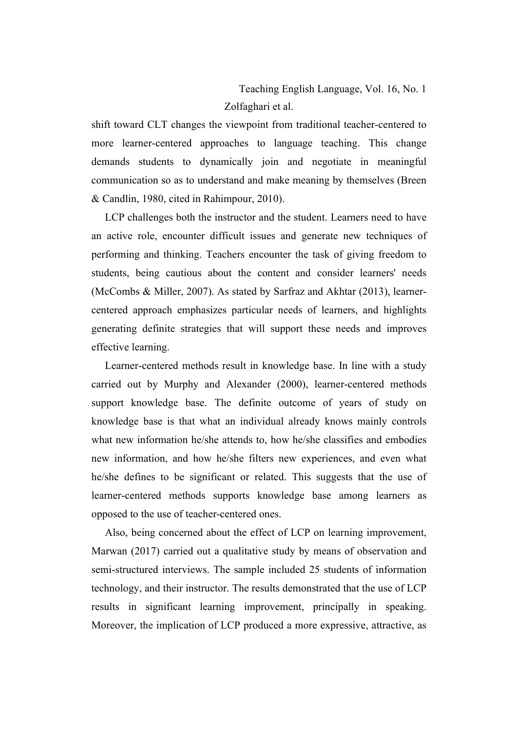shift toward CLT changes the viewpoint from traditional teacher-centered to more learner-centered approaches to language teaching. This change demands students to dynamically join and negotiate in meaningful communication so as to understand and make meaning by themselves (Breen & Candlin, 1980, cited in Rahimpour, 2010).

LCP challenges both the instructor and the student. Learners need to have an active role, encounter difficult issues and generate new techniques of performing and thinking. Teachers encounter the task of giving freedom to students, being cautious about the content and consider learners' needs (McCombs & Miller, 2007). As stated by Sarfraz and Akhtar (2013), learner-centered approach emphasizes particular needs of learners, and highlights generating definite strategies that will support these needs and improves effective learning.

Learner-centered methods result in knowledge base. In line with a study carried out by Murphy and Alexander (2000), learner-centered methods support knowledge base. The definite outcome of years of study on knowledge base is that what an individual already knows mainly controls what new information he/she attends to, how he/she classifies and embodies new information, and how he/she filters new experiences, and even what he/she defines to be significant or related. This suggests that the use of learner-centered methods supports knowledge base among learners as opposed to the use of teacher-centered ones.

Also, being concerned about the effect of LCP on learning improvement, Marwan (2017) carried out a qualitative study by means of observation and semi-structured interviews. The sample included 25 students of information technology, and their instructor. The results demonstrated that the use of LCP results in significant learning improvement, principally in speaking. Moreover, the implication of LCP produced a more expressive, attractive, as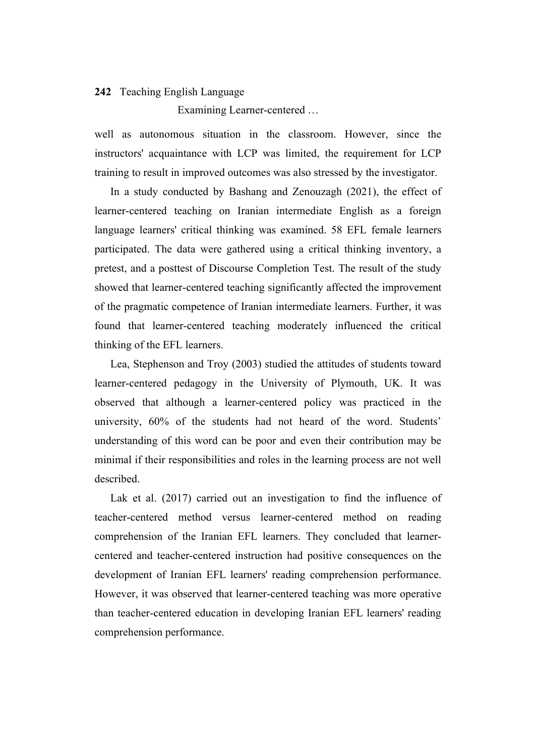well as autonomous situation in the classroom. However, since the instructors' acquaintance with LCP was limited, the requirement for LCP training to result in improved outcomes was also stressed by the investigator.

In a study conducted by Bashang and Zenouzagh (2021), the effect of learner-centered teaching on Iranian intermediate English as a foreign language learners' critical thinking was examined. 58 EFL female learners participated. The data were gathered using a critical thinking inventory, a pretest, and a posttest of Discourse Completion Test. The result of the study showed that learner-centered teaching significantly affected the improvement of the pragmatic competence of Iranian intermediate learners. Further, it was found that learner-centered teaching moderately influenced the critical thinking of the EFL learners.

Lea, Stephenson and Troy (2003) studied the attitudes of students toward learner-centered pedagogy in the University of Plymouth, UK. It was observed that although a learner-centered policy was practiced in the university, 60% of the students had not heard of the word. Students' understanding of this word can be poor and even their contribution may be minimal if their responsibilities and roles in the learning process are not well described.

Lak et al. (2017) carried out an investigation to find the influence of teacher-centered method versus learner-centered method on reading comprehension of the Iranian EFL learners. They concluded that learner-centered and teacher-centered instruction had positive consequences on the development of Iranian EFL learners' reading comprehension performance. However, it was observed that learner-centered teaching was more operative than teacher-centered education in developing Iranian EFL learners' reading comprehension performance.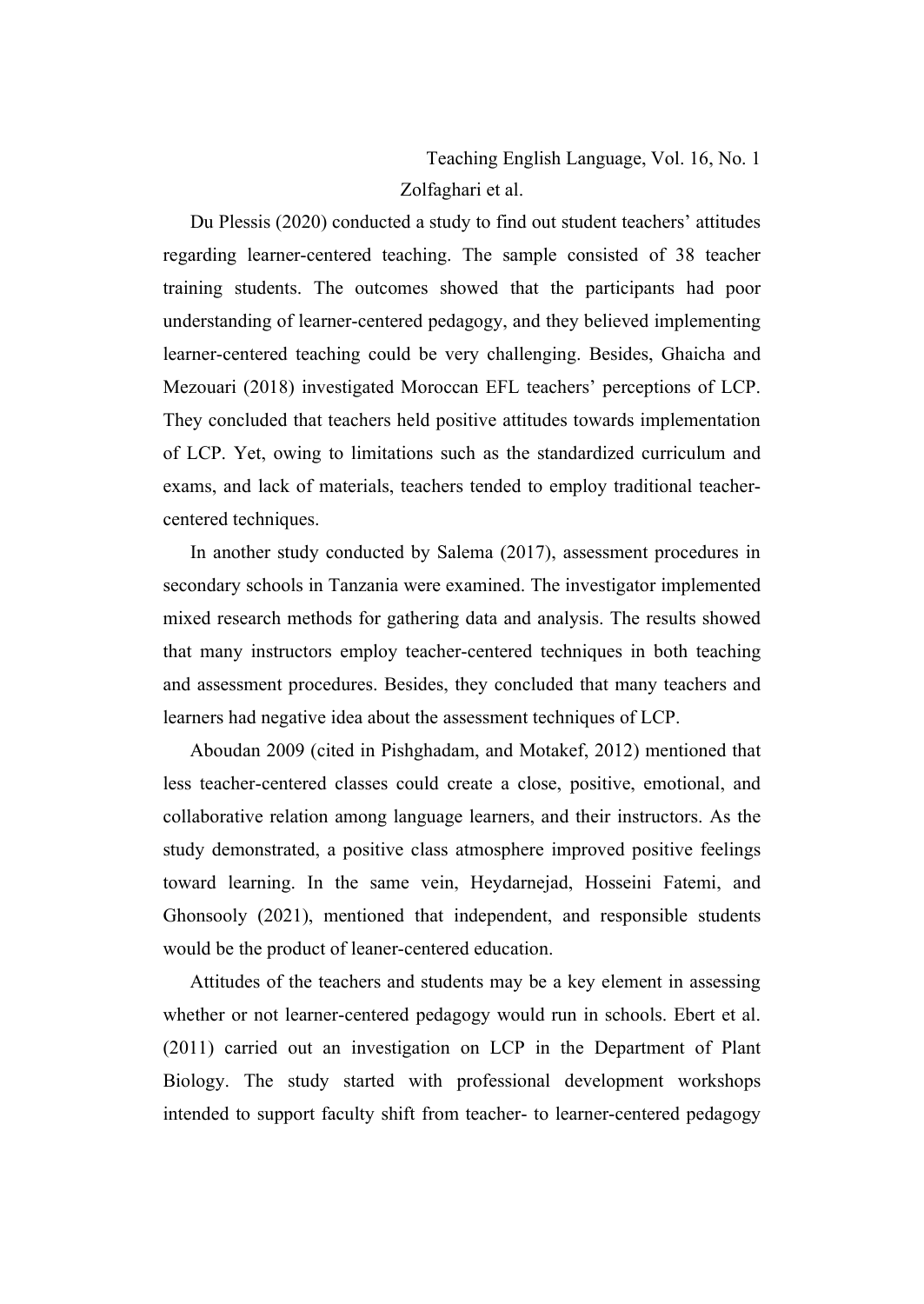Du Plessis (2020) conducted a study to find out student teachers' attitudes regarding learner-centered teaching. The sample consisted of 38 teacher training students. The outcomes showed that the participants had poor understanding of learner-centered pedagogy, and they believed implementing learner-centered teaching could be very challenging. Besides, Ghaicha and Mezouari (2018) investigated Moroccan EFL teachers' perceptions of LCP. They concluded that teachers held positive attitudes towards implementation of LCP. Yet, owing to limitations such as the standardized curriculum and exams, and lack of materials, teachers tended to employ traditional teacher-centered techniques.

In another study conducted by Salema (2017), assessment procedures in secondary schools in Tanzania were examined. The investigator implemented mixed research methods for gathering data and analysis. The results showed that many instructors employ teacher-centered techniques in both teaching and assessment procedures. Besides, they concluded that many teachers and learners had negative idea about the assessment techniques of LCP.

Aboudan 2009 (cited in Pishghadam, and Motakef, 2012) mentioned that less teacher-centered classes could create a close, positive, emotional, and collaborative relation among language learners, and their instructors. As the study demonstrated, a positive class atmosphere improved positive feelings toward learning. In the same vein, Heydarnejad, Hosseini Fatemi, and Ghonsooly (2021), mentioned that independent, and responsible students would be the product of leaner-centered education.

Attitudes of the teachers and students may be a key element in assessing whether or not learner-centered pedagogy would run in schools. Ebert et al. (2011) carried out an investigation on LCP in the Department of Plant Biology. The study started with professional development workshops intended to support faculty shift from teacher- to learner-centered pedagogy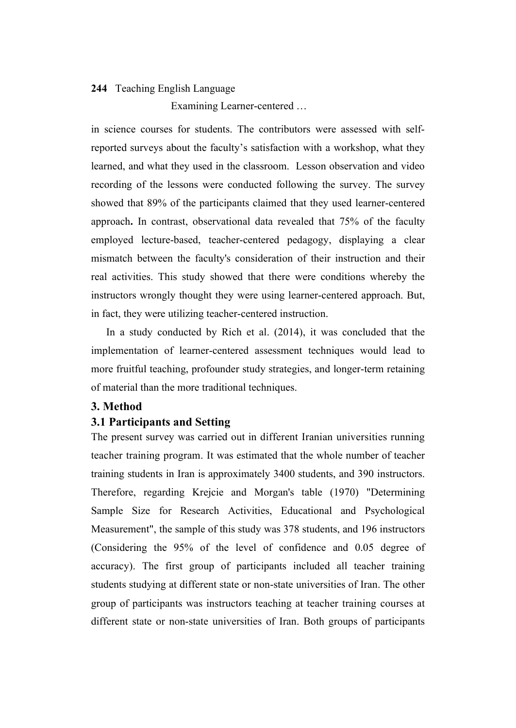in science courses for students. The contributors were assessed with self-reported surveys about the faculty's satisfaction with a workshop, what they learned, and what they used in the classroom. Lesson observation and video recording of the lessons were conducted following the survey. The survey showed that 89% of the participants claimed that they used learner-centered approach**.** In contrast, observational data revealed that 75% of the faculty employed lecture-based, teacher-centered pedagogy, displaying a clear mismatch between the faculty's consideration of their instruction and their real activities. This study showed that there were conditions whereby the instructors wrongly thought they were using learner-centered approach. But, in fact, they were utilizing teacher-centered instruction.

In a study conducted by Rich et al. (2014), it was concluded that the implementation of learner-centered assessment techniques would lead to more fruitful teaching, profounder study strategies, and longer-term retaining of material than the more traditional techniques.

## 3. Method

### 3.1 Participants and Setting

The present survey was carried out in different Iranian universities running teacher training program. It was estimated that the whole number of teacher training students in Iran is approximately 3400 students, and 390 instructors. Therefore, regarding Krejcie and Morgan's table (1970) "Determining Sample Size for Research Activities, Educational and Psychological Measurement", the sample of this study was 378 students, and 196 instructors (Considering the 95% of the level of confidence and 0.05 degree of accuracy). The first group of participants included all teacher training students studying at different state or non-state universities of Iran. The other group of participants was instructors teaching at teacher training courses at different state or non-state universities of Iran. Both groups of participants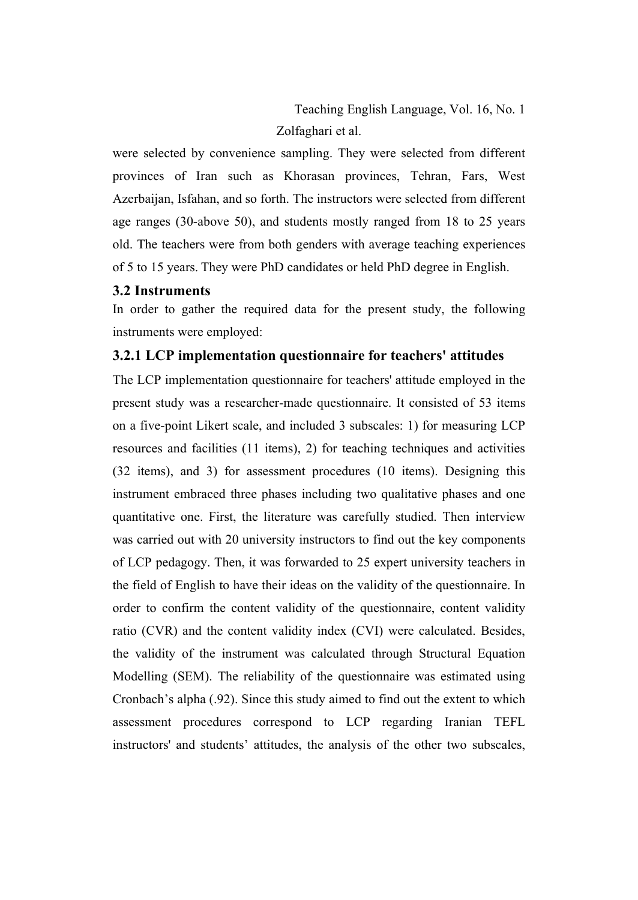were selected by convenience sampling. They were selected from different provinces of Iran such as Khorasan provinces, Tehran, Fars, West Azerbaijan, Isfahan, and so forth. The instructors were selected from different age ranges (30-above 50), and students mostly ranged from 18 to 25 years old. The teachers were from both genders with average teaching experiences of 5 to 15 years. They were PhD candidates or held PhD degree in English.

### 3.2 Instruments

In order to gather the required data for the present study, the following instruments were employed:

#### 3.2.1 LCP implementation questionnaire for teachers' attitudes

The LCP implementation questionnaire for teachers' attitude employed in the present study was a researcher-made questionnaire. It consisted of 53 items on a five-point Likert scale, and included 3 subscales: 1) for measuring LCP resources and facilities (11 items), 2) for teaching techniques and activities (32 items), and 3) for assessment procedures (10 items). Designing this instrument embraced three phases including two qualitative phases and one quantitative one. First, the literature was carefully studied. Then interview was carried out with 20 university instructors to find out the key components of LCP pedagogy. Then, it was forwarded to 25 expert university teachers in the field of English to have their ideas on the validity of the questionnaire. In order to confirm the content validity of the questionnaire, content validity ratio (CVR) and the content validity index (CVI) were calculated. Besides, the validity of the instrument was calculated through Structural Equation Modelling (SEM). The reliability of the questionnaire was estimated using Cronbach's alpha (.92). Since this study aimed to find out the extent to which assessment procedures correspond to LCP regarding Iranian TEFL instructors' and students' attitudes, the analysis of the other two subscales,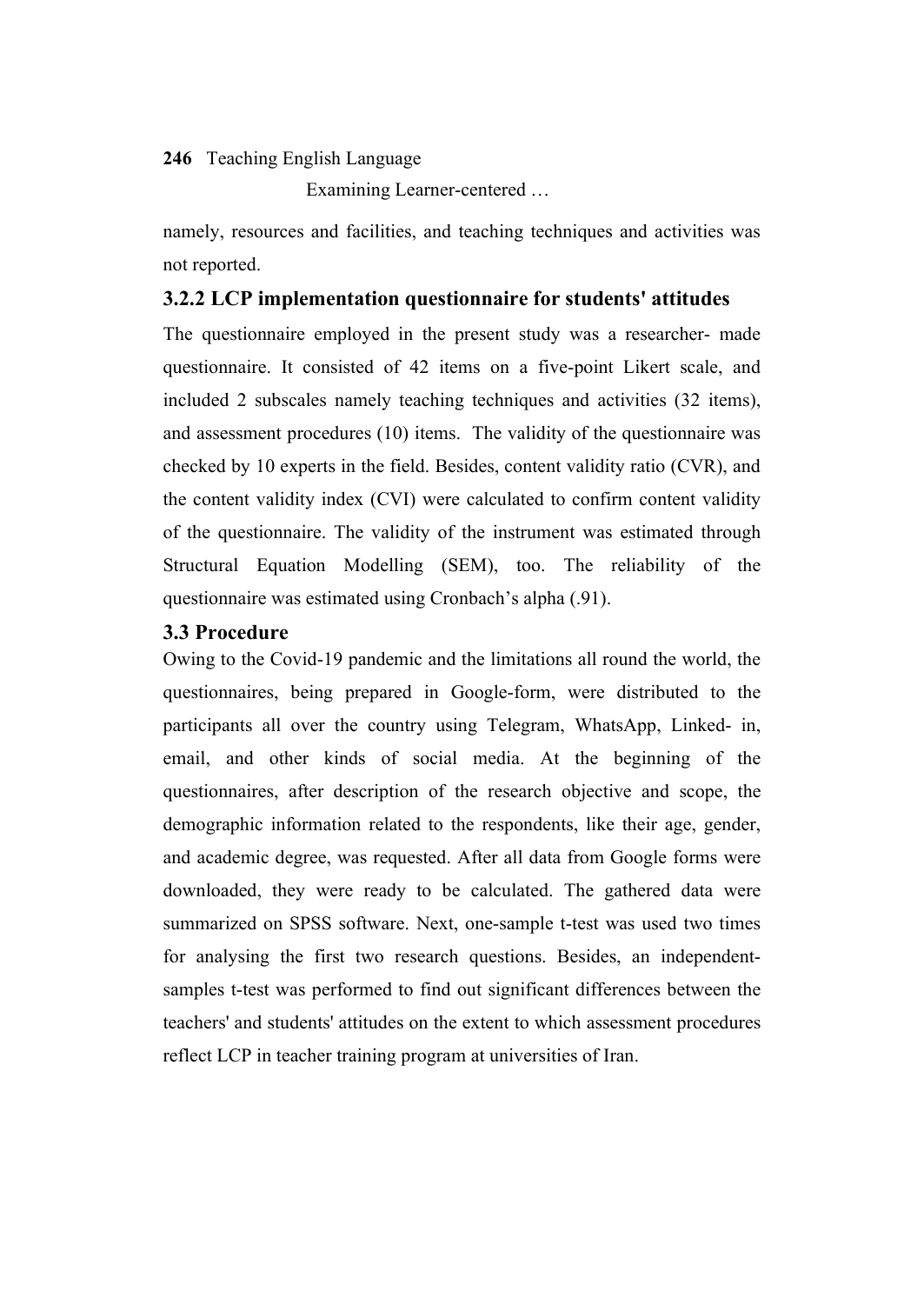namely, resources and facilities, and teaching techniques and activities was not reported.

### 3.2.2 LCP implementation questionnaire for students' attitudes

The questionnaire employed in the present study was a researcher- made questionnaire. It consisted of 42 items on a five-point Likert scale, and included 2 subscales namely teaching techniques and activities (32 items), and assessment procedures (10) items. The validity of the questionnaire was checked by 10 experts in the field. Besides, content validity ratio (CVR), and the content validity index (CVI) were calculated to confirm content validity of the questionnaire. The validity of the instrument was estimated through Structural Equation Modelling (SEM), too. The reliability of the questionnaire was estimated using Cronbach's alpha (.91).

## 3.3 Procedure

Owing to the Covid-19 pandemic and the limitations all round the world, the questionnaires, being prepared in Google-form, were distributed to the participants all over the country using Telegram, WhatsApp, Linked- in, email, and other kinds of social media. At the beginning of the questionnaires, after description of the research objective and scope, the demographic information related to the respondents, like their age, gender, and academic degree, was requested. After all data from Google forms were downloaded, they were ready to be calculated. The gathered data were summarized on SPSS software. Next, one-sample t-test was used two times for analysing the first two research questions. Besides, an independent-samples t-test was performed to find out significant differences between the teachers' and students' attitudes on the extent to which assessment procedures reflect LCP in teacher training program at universities of Iran.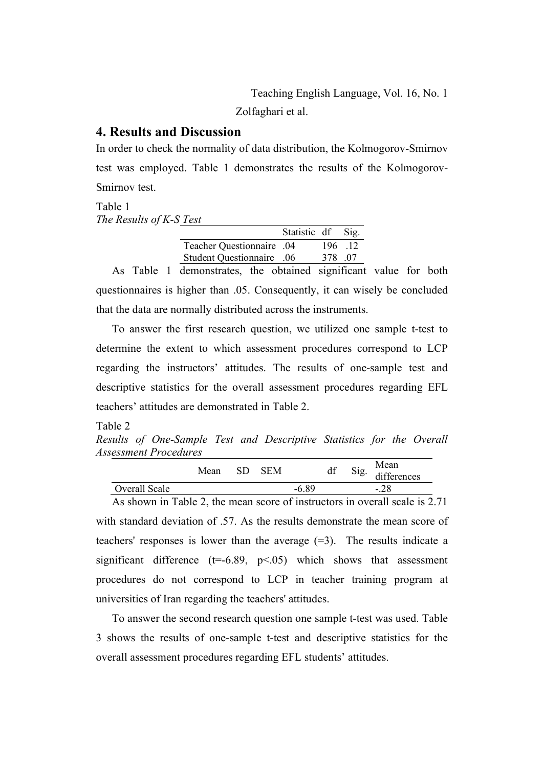## 4. Results and Discussion

In order to check the normality of data distribution, the Kolmogorov-Smirnov test was employed. Table 1 demonstrates the results of the Kolmogorov-Smirnov test.

Table 1
*The Results of K-S Test*

| | Statistic | df | Sig. |
|---|---|---|---|
| Teacher Questionnaire | .04 | 196 | .12 |
| Student Questionnaire | .06 | 378 | .07 |

As Table 1 demonstrates, the obtained significant value for both questionnaires is higher than .05. Consequently, it can wisely be concluded that the data are normally distributed across the instruments.

To answer the first research question, we utilized one sample t-test to determine the extent to which assessment procedures correspond to LCP regarding the instructors' attitudes. The results of one-sample test and descriptive statistics for the overall assessment procedures regarding EFL teachers' attitudes are demonstrated in Table 2.

Table 2
*Results of One-Sample Test and Descriptive Statistics for the Overall Assessment Procedures*

| | Mean | SD | SEM | | df | Sig. | Mean differences |
|---|---|---|---|---|---|---|---|
| Overall Scale | | | | -6.89 | | | -.28 |

As shown in Table 2, the mean score of instructors in overall scale is 2.71 with standard deviation of .57. As the results demonstrate the mean score of teachers' responses is lower than the average (=3). The results indicate a significant difference ($t=-6.89$, $p<.05$) which shows that assessment procedures do not correspond to LCP in teacher training program at universities of Iran regarding the teachers' attitudes.

To answer the second research question one sample t-test was used. Table 3 shows the results of one-sample t-test and descriptive statistics for the overall assessment procedures regarding EFL students' attitudes.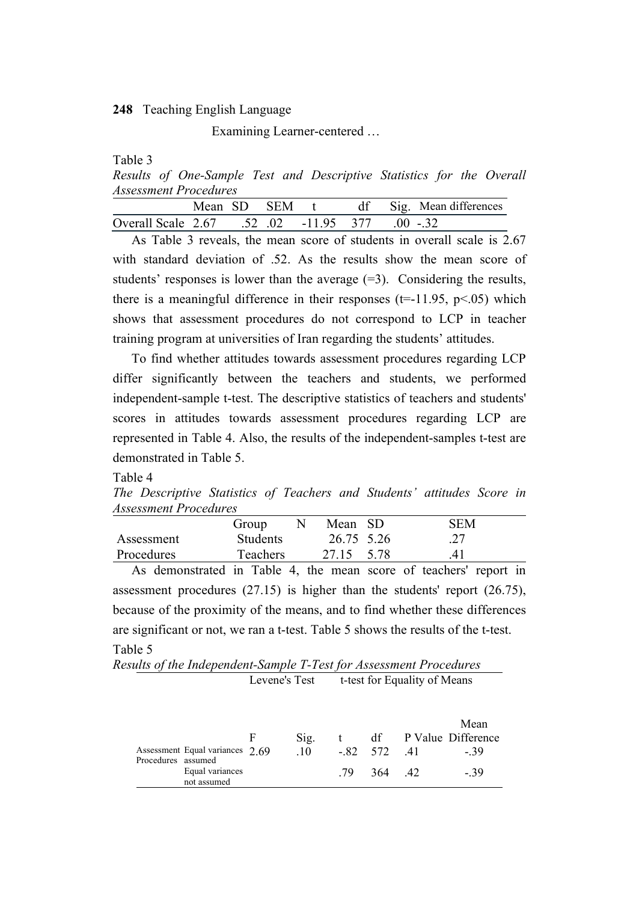Table 3

*Results of One-Sample Test and Descriptive Statistics for the Overall Assessment Procedures*

| | Mean | SD | SEM | t | df | Sig. | Mean differences |
|---|---|---|---|---|---|---|---|
| Overall Scale | 2.67 | .52 | .02 | -11.95 | 377 | .00 | -.32 |

As Table 3 reveals, the mean score of students in overall scale is 2.67 with standard deviation of .52. As the results show the mean score of students' responses is lower than the average (=3). Considering the results, there is a meaningful difference in their responses ($t=-11.95$, $p<.05$) which shows that assessment procedures do not correspond to LCP in teacher training program at universities of Iran regarding the students' attitudes.

To find whether attitudes towards assessment procedures regarding LCP differ significantly between the teachers and students, we performed independent-sample t-test. The descriptive statistics of teachers and students' scores in attitudes towards assessment procedures regarding LCP are represented in Table 4. Also, the results of the independent-samples t-test are demonstrated in Table 5.

Table 4

*The Descriptive Statistics of Teachers and Students' attitudes Score in Assessment Procedures*

| | Group | N | Mean | SD | SEM |
|---|---|---|---|---|---|
| Assessment Procedures | Students | | 26.75 | 5.26 | .27 |
| | Teachers | | 27.15 | 5.78 | .41 |

As demonstrated in Table 4, the mean score of teachers' report in assessment procedures (27.15) is higher than the students' report (26.75), because of the proximity of the means, and to find whether these differences are significant or not, we ran a t-test. Table 5 shows the results of the t-test.

Table 5

*Results of the Independent-Sample T-Test for Assessment Procedures*

| | | Levene's Test | | t-test for Equality of Means | | | |
|---|---|---|---|---|---|---|---|
| | | F | Sig. | t | df | P Value | Mean Difference |
| Assessment Procedures | Equal variances assumed | 2.69 | .10 | -.82 | 572 | .41 | -.39 |
| | Equal variances not assumed | | | .79 | 364 | .42 | -.39 |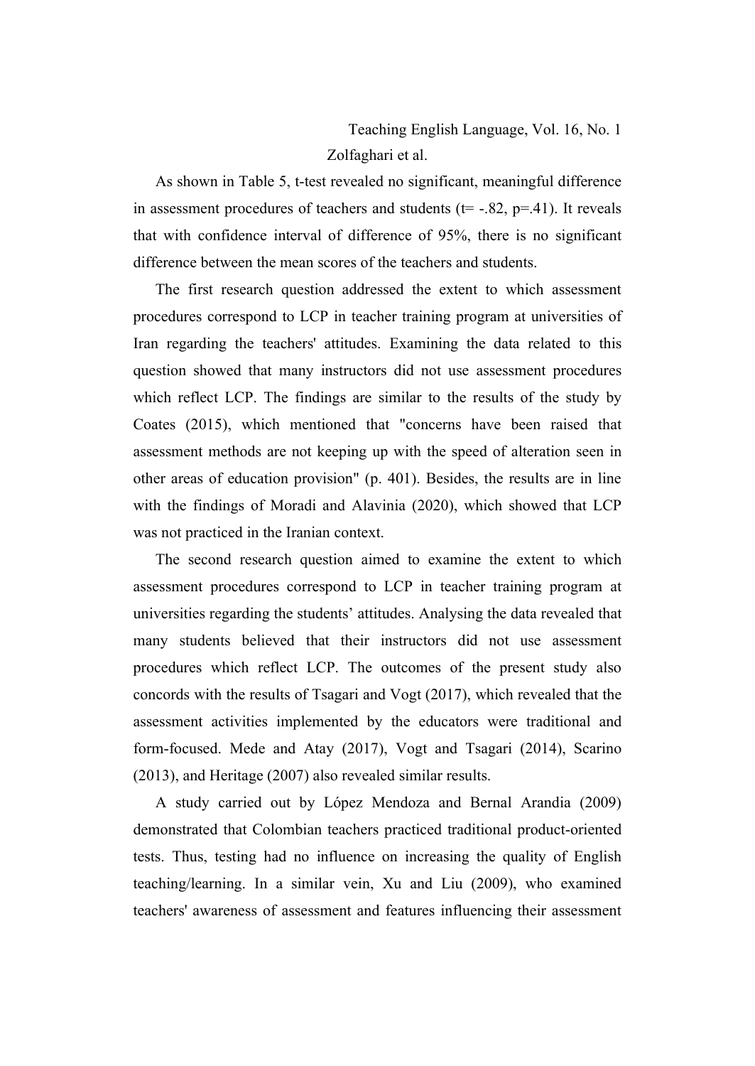As shown in Table 5, t-test revealed no significant, meaningful difference in assessment procedures of teachers and students ($t= -.82$, $p=.41$). It reveals that with confidence interval of difference of 95%, there is no significant difference between the mean scores of the teachers and students.

The first research question addressed the extent to which assessment procedures correspond to LCP in teacher training program at universities of Iran regarding the teachers' attitudes. Examining the data related to this question showed that many instructors did not use assessment procedures which reflect LCP. The findings are similar to the results of the study by Coates (2015), which mentioned that "concerns have been raised that assessment methods are not keeping up with the speed of alteration seen in other areas of education provision" (p. 401). Besides, the results are in line with the findings of Moradi and Alavinia (2020), which showed that LCP was not practiced in the Iranian context.

The second research question aimed to examine the extent to which assessment procedures correspond to LCP in teacher training program at universities regarding the students' attitudes. Analysing the data revealed that many students believed that their instructors did not use assessment procedures which reflect LCP. The outcomes of the present study also concords with the results of Tsagari and Vogt (2017), which revealed that the assessment activities implemented by the educators were traditional and form-focused. Mede and Atay (2017), Vogt and Tsagari (2014), Scarino (2013), and Heritage (2007) also revealed similar results.

A study carried out by López Mendoza and Bernal Arandia (2009) demonstrated that Colombian teachers practiced traditional product-oriented tests. Thus, testing had no influence on increasing the quality of English teaching/learning. In a similar vein, Xu and Liu (2009), who examined teachers' awareness of assessment and features influencing their assessment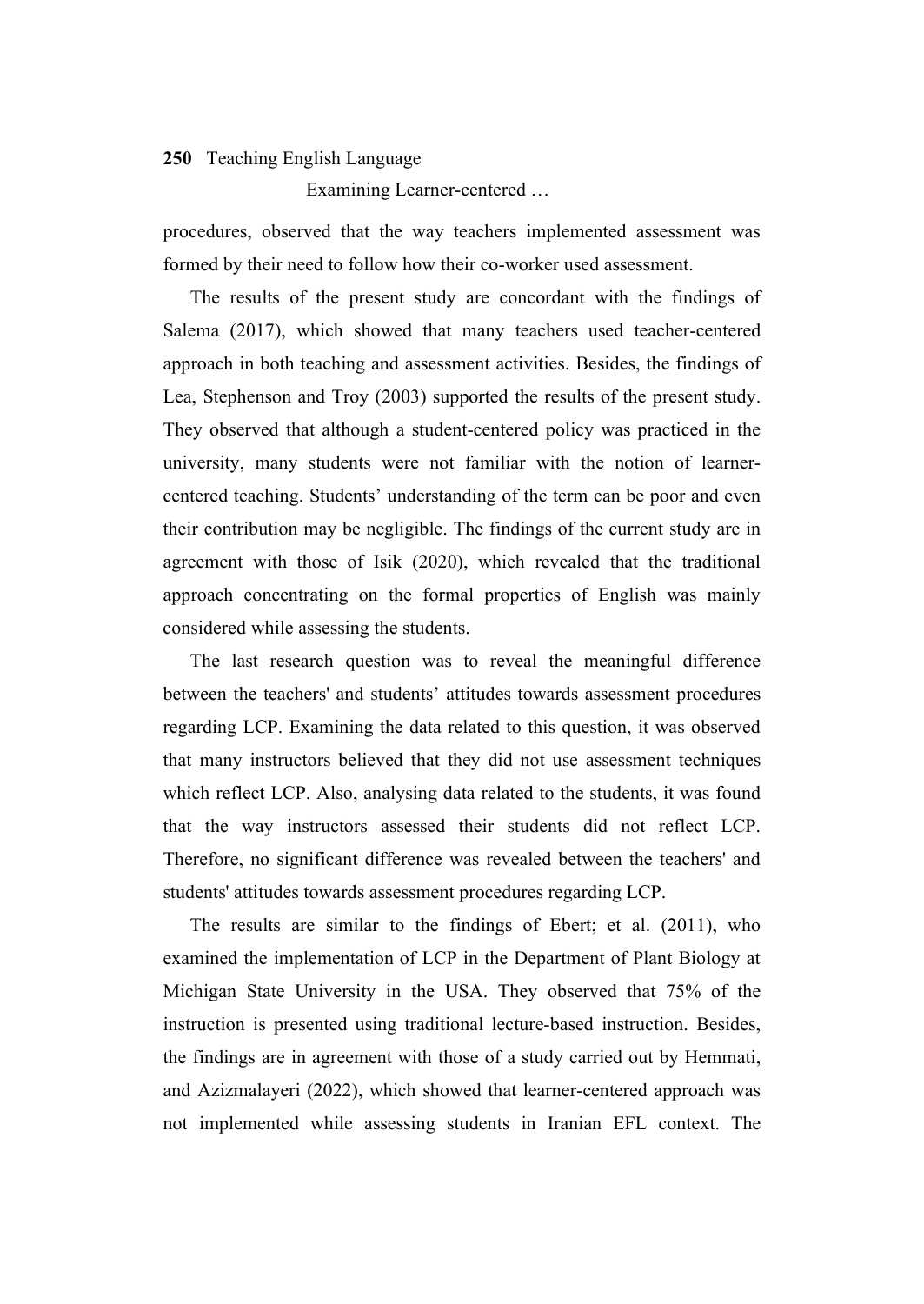procedures, observed that the way teachers implemented assessment was formed by their need to follow how their co-worker used assessment.

The results of the present study are concordant with the findings of Salema (2017), which showed that many teachers used teacher-centered approach in both teaching and assessment activities. Besides, the findings of Lea, Stephenson and Troy (2003) supported the results of the present study. They observed that although a student-centered policy was practiced in the university, many students were not familiar with the notion of learner-centered teaching. Students' understanding of the term can be poor and even their contribution may be negligible. The findings of the current study are in agreement with those of Isik (2020), which revealed that the traditional approach concentrating on the formal properties of English was mainly considered while assessing the students.

The last research question was to reveal the meaningful difference between the teachers' and students' attitudes towards assessment procedures regarding LCP. Examining the data related to this question, it was observed that many instructors believed that they did not use assessment techniques which reflect LCP. Also, analysing data related to the students, it was found that the way instructors assessed their students did not reflect LCP. Therefore, no significant difference was revealed between the teachers' and students' attitudes towards assessment procedures regarding LCP.

The results are similar to the findings of Ebert; et al. (2011), who examined the implementation of LCP in the Department of Plant Biology at Michigan State University in the USA. They observed that 75% of the instruction is presented using traditional lecture-based instruction. Besides, the findings are in agreement with those of a study carried out by Hemmati, and Azizmalayeri (2022), which showed that learner-centered approach was not implemented while assessing students in Iranian EFL context. The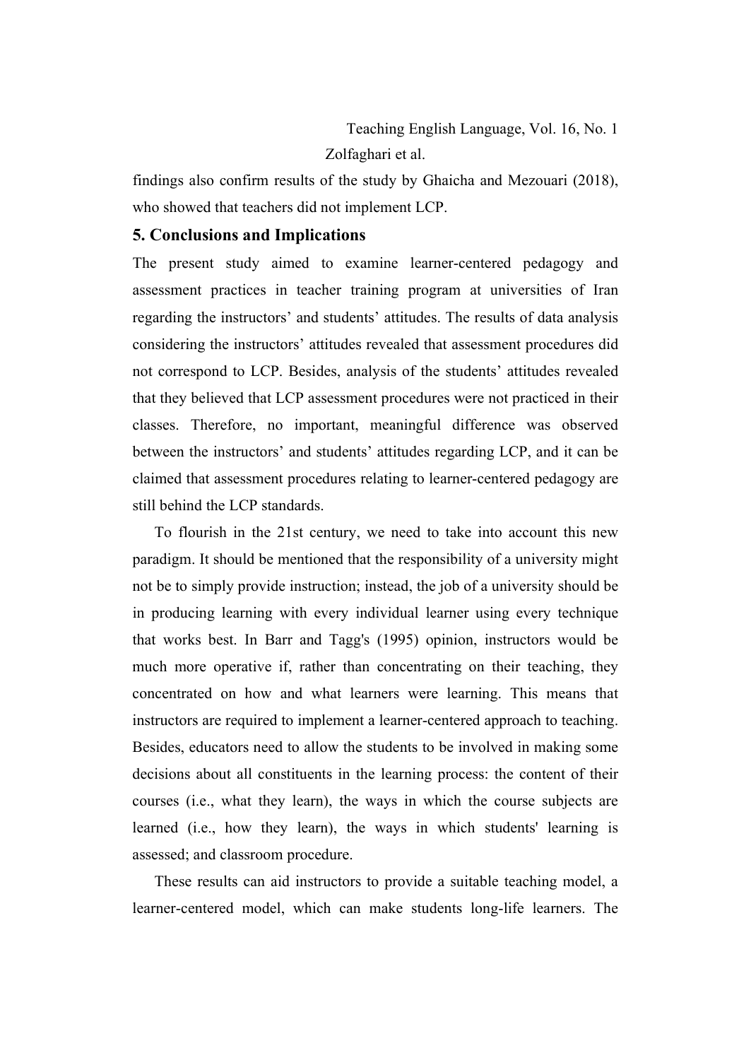findings also confirm results of the study by Ghaicha and Mezouari (2018), who showed that teachers did not implement LCP.

## 5. Conclusions and Implications

The present study aimed to examine learner-centered pedagogy and assessment practices in teacher training program at universities of Iran regarding the instructors' and students' attitudes. The results of data analysis considering the instructors' attitudes revealed that assessment procedures did not correspond to LCP. Besides, analysis of the students' attitudes revealed that they believed that LCP assessment procedures were not practiced in their classes. Therefore, no important, meaningful difference was observed between the instructors' and students' attitudes regarding LCP, and it can be claimed that assessment procedures relating to learner-centered pedagogy are still behind the LCP standards.

To flourish in the 21st century, we need to take into account this new paradigm. It should be mentioned that the responsibility of a university might not be to simply provide instruction; instead, the job of a university should be in producing learning with every individual learner using every technique that works best. In Barr and Tagg's (1995) opinion, instructors would be much more operative if, rather than concentrating on their teaching, they concentrated on how and what learners were learning. This means that instructors are required to implement a learner-centered approach to teaching. Besides, educators need to allow the students to be involved in making some decisions about all constituents in the learning process: the content of their courses (i.e., what they learn), the ways in which the course subjects are learned (i.e., how they learn), the ways in which students' learning is assessed; and classroom procedure.

These results can aid instructors to provide a suitable teaching model, a learner-centered model, which can make students long-life learners. The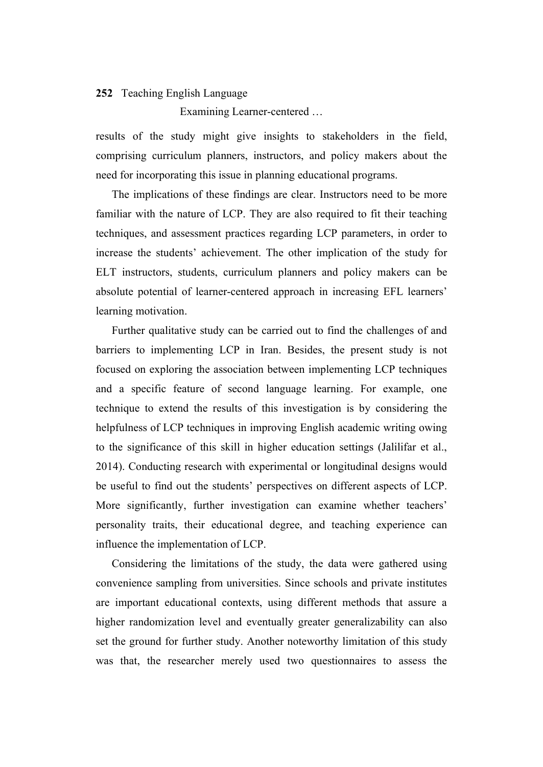results of the study might give insights to stakeholders in the field, comprising curriculum planners, instructors, and policy makers about the need for incorporating this issue in planning educational programs.

The implications of these findings are clear. Instructors need to be more familiar with the nature of LCP. They are also required to fit their teaching techniques, and assessment practices regarding LCP parameters, in order to increase the students' achievement. The other implication of the study for ELT instructors, students, curriculum planners and policy makers can be absolute potential of learner-centered approach in increasing EFL learners' learning motivation.

Further qualitative study can be carried out to find the challenges of and barriers to implementing LCP in Iran. Besides, the present study is not focused on exploring the association between implementing LCP techniques and a specific feature of second language learning. For example, one technique to extend the results of this investigation is by considering the helpfulness of LCP techniques in improving English academic writing owing to the significance of this skill in higher education settings (Jalilifar et al., 2014). Conducting research with experimental or longitudinal designs would be useful to find out the students' perspectives on different aspects of LCP. More significantly, further investigation can examine whether teachers' personality traits, their educational degree, and teaching experience can influence the implementation of LCP.

Considering the limitations of the study, the data were gathered using convenience sampling from universities. Since schools and private institutes are important educational contexts, using different methods that assure a higher randomization level and eventually greater generalizability can also set the ground for further study. Another noteworthy limitation of this study was that, the researcher merely used two questionnaires to assess the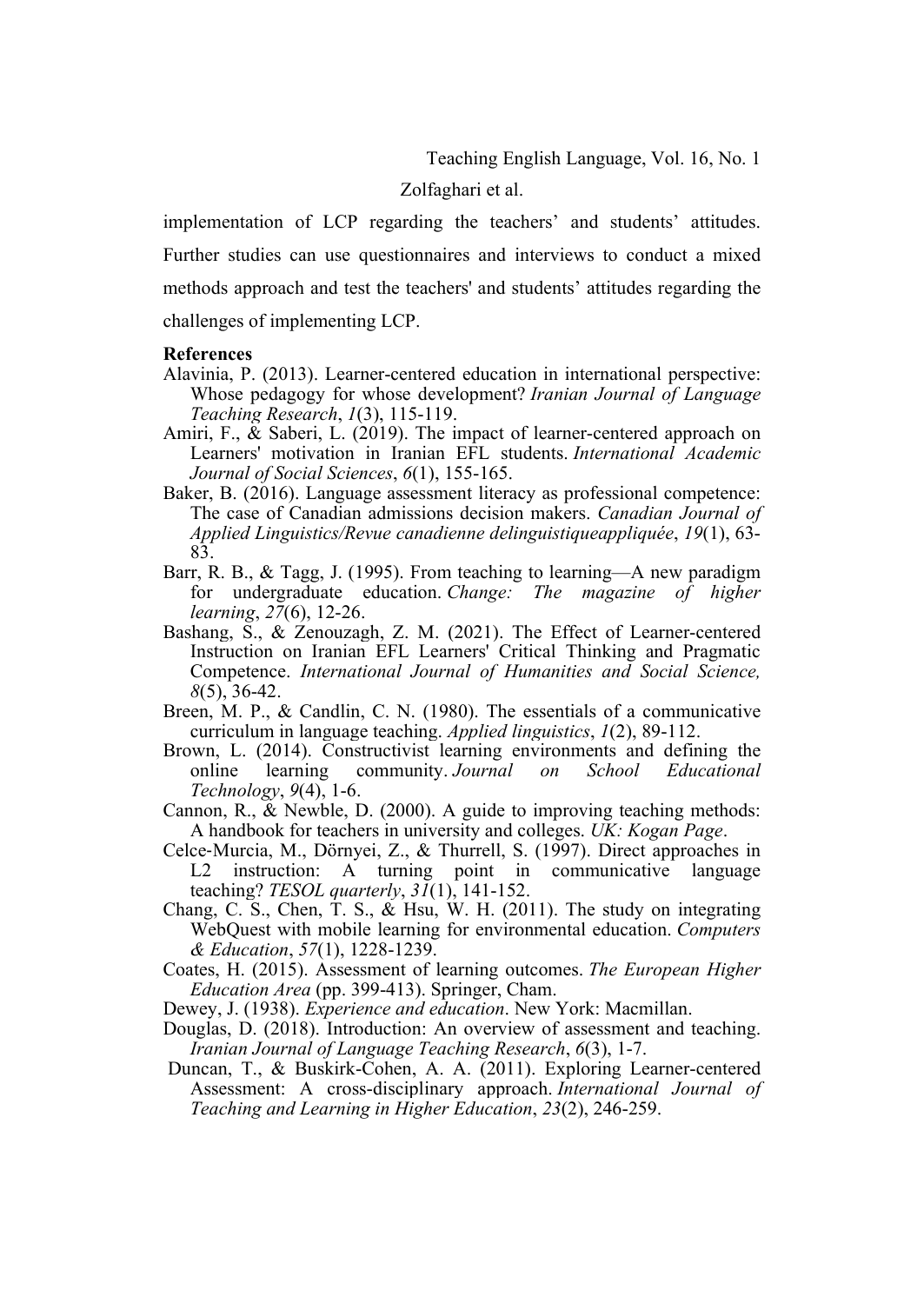implementation of LCP regarding the teachers' and students' attitudes. Further studies can use questionnaires and interviews to conduct a mixed methods approach and test the teachers' and students' attitudes regarding the challenges of implementing LCP.

**References**

Alavinia, P. (2013). Learner-centered education in international perspective: Whose pedagogy for whose development? *Iranian Journal of Language Teaching Research*, *1*(3), 115-119.

Amiri, F., & Saberi, L. (2019). The impact of learner-centered approach on Learners' motivation in Iranian EFL students. *International Academic Journal of Social Sciences*, *6*(1), 155-165.

Baker, B. (2016). Language assessment literacy as professional competence: The case of Canadian admissions decision makers. *Canadian Journal of Applied Linguistics/Revue canadienne delinguistiqueappliquée*, *19*(1), 63-83.

Barr, R. B., & Tagg, J. (1995). From teaching to learning—A new paradigm for undergraduate education. *Change: The magazine of higher learning*, *27*(6), 12-26.

Bashang, S., & Zenouzagh, Z. M. (2021). The Effect of Learner-centered Instruction on Iranian EFL Learners' Critical Thinking and Pragmatic Competence. *International Journal of Humanities and Social Science, 8*(5), 36-42.

Breen, M. P., & Candlin, C. N. (1980). The essentials of a communicative curriculum in language teaching. *Applied linguistics*, *1*(2), 89-112.

Brown, L. (2014). Constructivist learning environments and defining the online learning community. *Journal on School Educational Technology*, *9*(4), 1-6.

Cannon, R., & Newble, D. (2000). A guide to improving teaching methods: A handbook for teachers in university and colleges. *UK: Kogan Page*.

Celce‐Murcia, M., Dörnyei, Z., & Thurrell, S. (1997). Direct approaches in L2 instruction: A turning point in communicative language teaching? *TESOL quarterly*, *31*(1), 141-152.

Chang, C. S., Chen, T. S., & Hsu, W. H. (2011). The study on integrating WebQuest with mobile learning for environmental education. *Computers & Education*, *57*(1), 1228-1239.

Coates, H. (2015). Assessment of learning outcomes. *The European Higher Education Area* (pp. 399-413). Springer, Cham.

Dewey, J. (1938). *Experience and education*. New York: Macmillan.

Douglas, D. (2018). Introduction: An overview of assessment and teaching. *Iranian Journal of Language Teaching Research*, *6*(3), 1-7.

Duncan, T., & Buskirk-Cohen, A. A. (2011). Exploring Learner-centered Assessment: A cross-disciplinary approach. *International Journal of Teaching and Learning in Higher Education*, *23*(2), 246-259.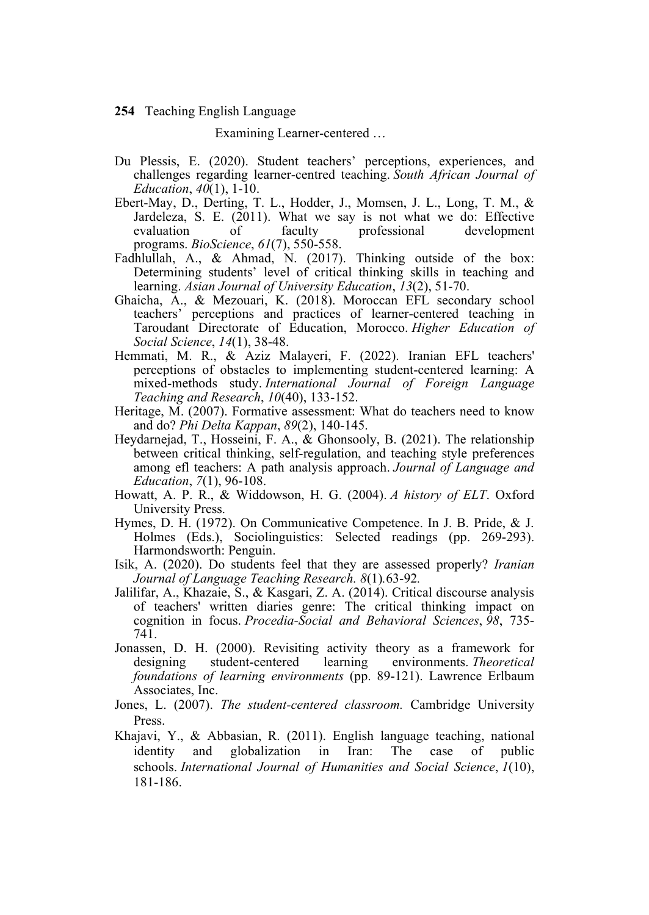Du Plessis, E. (2020). Student teachers' perceptions, experiences, and challenges regarding learner-centred teaching. *South African Journal of Education*, *40*(1), 1-10.

Ebert-May, D., Derting, T. L., Hodder, J., Momsen, J. L., Long, T. M., & Jardeleza, S. E. (2011). What we say is not what we do: Effective evaluation of faculty professional development programs. *BioScience*, *61*(7), 550-558.

Fadhlullah, A., & Ahmad, N. (2017). Thinking outside of the box: Determining students' level of critical thinking skills in teaching and learning. *Asian Journal of University Education*, *13*(2), 51-70.

Ghaicha, A., & Mezouari, K. (2018). Moroccan EFL secondary school teachers' perceptions and practices of learner-centered teaching in Taroudant Directorate of Education, Morocco. *Higher Education of Social Science*, *14*(1), 38-48.

Hemmati, M. R., & Aziz Malayeri, F. (2022). Iranian EFL teachers' perceptions of obstacles to implementing student-centered learning: A mixed-methods study. *International Journal of Foreign Language Teaching and Research*, *10*(40), 133-152.

Heritage, M. (2007). Formative assessment: What do teachers need to know and do? *Phi Delta Kappan*, *89*(2), 140-145.

Heydarnejad, T., Hosseini, F. A., & Ghonsooly, B. (2021). The relationship between critical thinking, self-regulation, and teaching style preferences among efl teachers: A path analysis approach. *Journal of Language and Education*, *7*(1), 96-108.

Howatt, A. P. R., & Widdowson, H. G. (2004). *A history of ELT*. Oxford University Press.

Hymes, D. H. (1972). On Communicative Competence. In J. B. Pride, & J. Holmes (Eds.), Sociolinguistics: Selected readings (pp. 269-293). Harmondsworth: Penguin.

Isik, A. (2020). Do students feel that they are assessed properly? *Iranian Journal of Language Teaching Research. 8*(1)*.*63-92*.*

Jalilifar, A., Khazaie, S., & Kasgari, Z. A. (2014). Critical discourse analysis of teachers' written diaries genre: The critical thinking impact on cognition in focus. *Procedia-Social and Behavioral Sciences*, *98*, 735-741.

Jonassen, D. H. (2000). Revisiting activity theory as a framework for designing student-centered learning environments. *Theoretical foundations of learning environments* (pp. 89-121). Lawrence Erlbaum Associates, Inc.

Jones, L. (2007). *The student-centered classroom.* Cambridge University Press.

Khajavi, Y., & Abbasian, R. (2011). English language teaching, national identity and globalization in Iran: The case of public schools. *International Journal of Humanities and Social Science*, *1*(10), 181-186.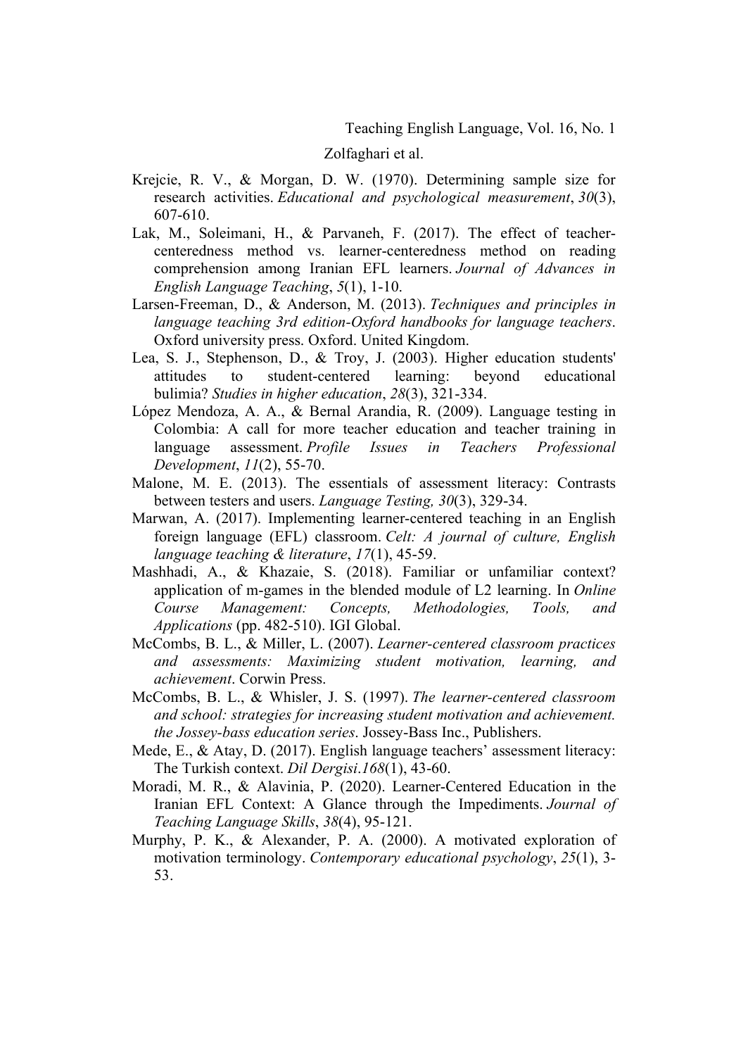Krejcie, R. V., & Morgan, D. W. (1970). Determining sample size for research activities. *Educational and psychological measurement*, *30*(3), 607-610.

Lak, M., Soleimani, H., & Parvaneh, F. (2017). The effect of teacher-centeredness method vs. learner-centeredness method on reading comprehension among Iranian EFL learners. *Journal of Advances in English Language Teaching*, *5*(1), 1-10.

Larsen-Freeman, D., & Anderson, M. (2013). *Techniques and principles in language teaching 3rd edition-Oxford handbooks for language teachers*. Oxford university press. Oxford. United Kingdom.

Lea, S. J., Stephenson, D., & Troy, J. (2003). Higher education students' attitudes to student-centered learning: beyond educational bulimia? *Studies in higher education*, *28*(3), 321-334.

López Mendoza, A. A., & Bernal Arandia, R. (2009). Language testing in Colombia: A call for more teacher education and teacher training in language assessment. *Profile Issues in Teachers Professional Development*, *11*(2), 55-70.

Malone, M. E. (2013). The essentials of assessment literacy: Contrasts between testers and users. *Language Testing, 30*(3), 329-34.

Marwan, A. (2017). Implementing learner-centered teaching in an English foreign language (EFL) classroom. *Celt: A journal of culture, English language teaching & literature*, *17*(1), 45-59.

Mashhadi, A., & Khazaie, S. (2018). Familiar or unfamiliar context? application of m-games in the blended module of L2 learning. In *Online Course Management: Concepts, Methodologies, Tools, and Applications* (pp. 482-510). IGI Global.

McCombs, B. L., & Miller, L. (2007). *Learner-centered classroom practices and assessments: Maximizing student motivation, learning, and achievement*. Corwin Press.

McCombs, B. L., & Whisler, J. S. (1997). *The learner-centered classroom and school: strategies for increasing student motivation and achievement. the Jossey-bass education series*. Jossey-Bass Inc., Publishers.

Mede, E., & Atay, D. (2017). English language teachers' assessment literacy: The Turkish context. *Dil Dergisi*.*168*(1), 43-60.

Moradi, M. R., & Alavinia, P. (2020). Learner-Centered Education in the Iranian EFL Context: A Glance through the Impediments. *Journal of Teaching Language Skills*, *38*(4), 95-121.

Murphy, P. K., & Alexander, P. A. (2000). A motivated exploration of motivation terminology. *Contemporary educational psychology*, *25*(1), 3-53.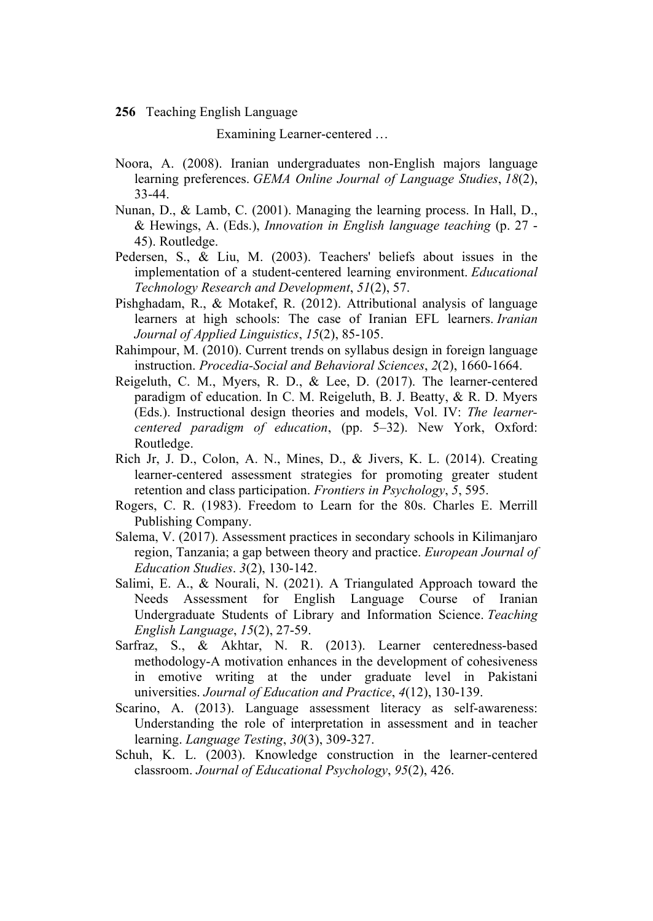Noora, A. (2008). Iranian undergraduates non-English majors language learning preferences. *GEMA Online Journal of Language Studies*, *18*(2), 33-44.

Nunan, D., & Lamb, C. (2001). Managing the learning process. In Hall, D., & Hewings, A. (Eds.), *Innovation in English language teaching* (p. 27 - 45). Routledge.

Pedersen, S., & Liu, M. (2003). Teachers' beliefs about issues in the implementation of a student-centered learning environment. *Educational Technology Research and Development*, *51*(2), 57.

Pishghadam, R., & Motakef, R. (2012). Attributional analysis of language learners at high schools: The case of Iranian EFL learners. *Iranian Journal of Applied Linguistics*, *15*(2), 85-105.

Rahimpour, M. (2010). Current trends on syllabus design in foreign language instruction. *Procedia-Social and Behavioral Sciences*, *2*(2), 1660-1664.

Reigeluth, C. M., Myers, R. D., & Lee, D. (2017). The learner-centered paradigm of education. In C. M. Reigeluth, B. J. Beatty, & R. D. Myers (Eds.). Instructional design theories and models, Vol. IV: *The learner-centered paradigm of education*, (pp. 5–32). New York, Oxford: Routledge.

Rich Jr, J. D., Colon, A. N., Mines, D., & Jivers, K. L. (2014). Creating learner-centered assessment strategies for promoting greater student retention and class participation. *Frontiers in Psychology*, *5*, 595.

Rogers, C. R. (1983). Freedom to Learn for the 80s. Charles E. Merrill Publishing Company.

Salema, V. (2017). Assessment practices in secondary schools in Kilimanjaro region, Tanzania; a gap between theory and practice. *European Journal of Education Studies*. *3*(2), 130-142.

Salimi, E. A., & Nourali, N. (2021). A Triangulated Approach toward the Needs Assessment for English Language Course of Iranian Undergraduate Students of Library and Information Science. *Teaching English Language*, *15*(2), 27-59.

Sarfraz, S., & Akhtar, N. R. (2013). Learner centeredness-based methodology-A motivation enhances in the development of cohesiveness in emotive writing at the under graduate level in Pakistani universities. *Journal of Education and Practice*, *4*(12), 130-139.

Scarino, A. (2013). Language assessment literacy as self-awareness: Understanding the role of interpretation in assessment and in teacher learning. *Language Testing*, *30*(3), 309-327.

Schuh, K. L. (2003). Knowledge construction in the learner-centered classroom. *Journal of Educational Psychology*, *95*(2), 426.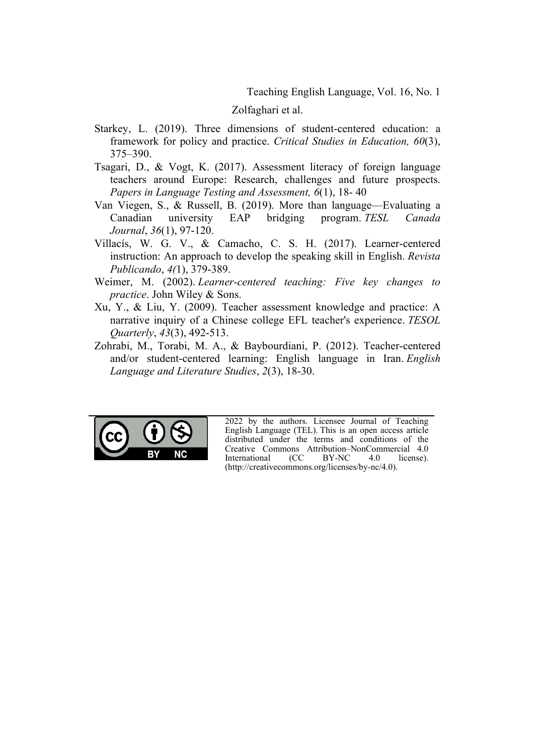Starkey, L. (2019). Three dimensions of student-centered education: a framework for policy and practice. *Critical Studies in Education, 60*(3), 375–390.

Tsagari, D., & Vogt, K. (2017). Assessment literacy of foreign language teachers around Europe: Research, challenges and future prospects. *Papers in Language Testing and Assessment, 6*(1), 18- 40

Van Viegen, S., & Russell, B. (2019). More than language—Evaluating a Canadian university EAP bridging program. *TESL Canada Journal*, *36*(1), 97-120.

Villacís, W. G. V., & Camacho, C. S. H. (2017). Learner-centered instruction: An approach to develop the speaking skill in English. *Revista Publicando*, *4(*1), 379-389.

Weimer, M. (2002). *Learner-centered teaching: Five key changes to practice*. John Wiley & Sons.

Xu, Y., & Liu, Y. (2009). Teacher assessment knowledge and practice: A narrative inquiry of a Chinese college EFL teacher's experience. *TESOL Quarterly*, *43*(3), 492-513.

Zohrabi, M., Torabi, M. A., & Baybourdiani, P. (2012). Teacher-centered and/or student-centered learning: English language in Iran. *English Language and Literature Studies*, *2*(3), 18-30.

2022 by the authors. Licensee Journal of Teaching English Language (TEL). This is an open access article distributed under the terms and conditions of the Creative Commons Attribution–NonCommercial 4.0 International (CC BY-NC 4.0 license). (http://creativecommons.org/licenses/by-nc/4.0).